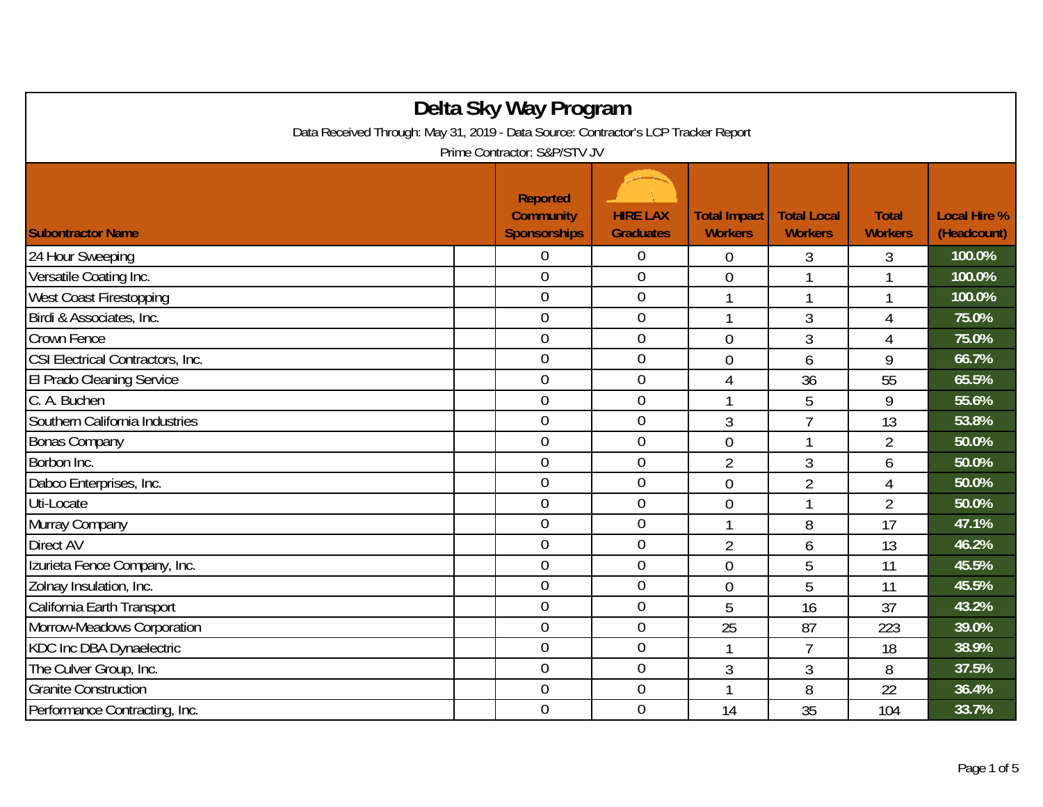# Delta Sky Way Program

Data Received Through: May 31, 2019 - Data Source: Contractor's LCP Tracker Report

Prime Contractor: S&P/STV JV

| Subontractor Name | Reported Community Sponsorships | HIRE LAX Graduates | Total Impact Workers | Total Local Workers | Total Workers | Local Hire % (Headcount) |
|---|---|---|---|---|---|---|
| 24 Hour Sweeping | 0 | 0 | 0 | 3 | 3 | 100.0% |
| Versatile Coating Inc. | 0 | 0 | 0 | 1 | 1 | 100.0% |
| West Coast Firestopping | 0 | 0 | 1 | 1 | 1 | 100.0% |
| Birdi & Associates, Inc. | 0 | 0 | 1 | 3 | 4 | 75.0% |
| Crown Fence | 0 | 0 | 0 | 3 | 4 | 75.0% |
| CSI Electrical Contractors, Inc. | 0 | 0 | 0 | 6 | 9 | 66.7% |
| El Prado Cleaning Service | 0 | 0 | 4 | 36 | 55 | 65.5% |
| C. A. Buchen | 0 | 0 | 1 | 5 | 9 | 55.6% |
| Southern California Industries | 0 | 0 | 3 | 7 | 13 | 53.8% |
| Bonas Company | 0 | 0 | 0 | 1 | 2 | 50.0% |
| Borbon Inc. | 0 | 0 | 2 | 3 | 6 | 50.0% |
| Dabco Enterprises, Inc. | 0 | 0 | 0 | 2 | 4 | 50.0% |
| Uti-Locate | 0 | 0 | 0 | 1 | 2 | 50.0% |
| Murray Company | 0 | 0 | 1 | 8 | 17 | 47.1% |
| Direct AV | 0 | 0 | 2 | 6 | 13 | 46.2% |
| Izurieta Fence Company, Inc. | 0 | 0 | 0 | 5 | 11 | 45.5% |
| Zolnay Insulation, Inc. | 0 | 0 | 0 | 5 | 11 | 45.5% |
| California Earth Transport | 0 | 0 | 5 | 16 | 37 | 43.2% |
| Morrow-Meadows Corporation | 0 | 0 | 25 | 87 | 223 | 39.0% |
| KDC Inc DBA Dynaelectric | 0 | 0 | 1 | 7 | 18 | 38.9% |
| The Culver Group, Inc. | 0 | 0 | 3 | 3 | 8 | 37.5% |
| Granite Construction | 0 | 0 | 1 | 8 | 22 | 36.4% |
| Performance Contracting, Inc. | 0 | 0 | 14 | 35 | 104 | 33.7% |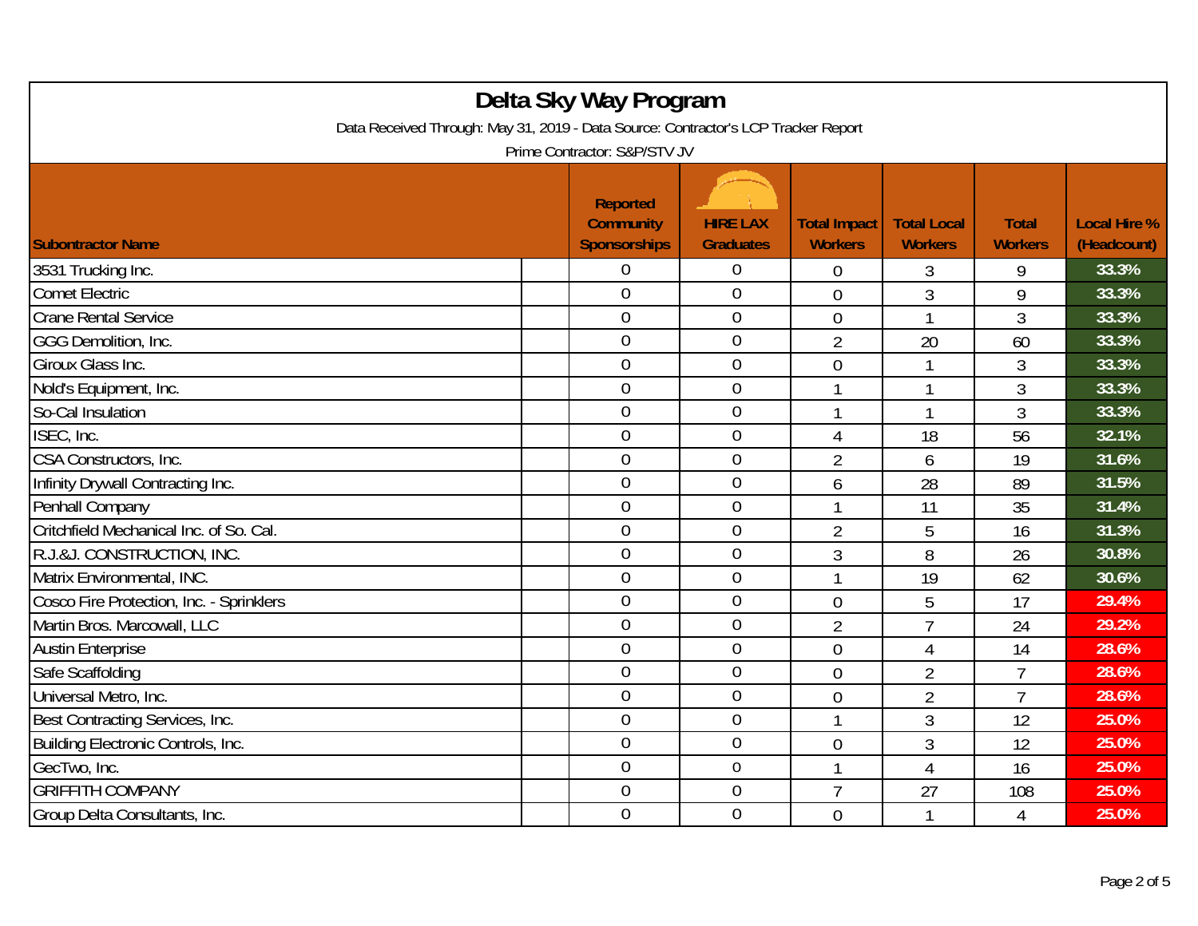# Delta Sky Way Program

Data Received Through: May 31, 2019 - Data Source: Contractor's LCP Tracker Report

Prime Contractor: S&P/STV JV

| Subontractor Name | Reported Community Sponsorships | HIRE LAX Graduates | Total Impact Workers | Total Local Workers | Total Workers | Local Hire % (Headcount) |
|---|---|---|---|---|---|---|
| 3531 Trucking Inc. | 0 | 0 | 0 | 3 | 9 | 33.3% |
| Comet Electric | 0 | 0 | 0 | 3 | 9 | 33.3% |
| Crane Rental Service | 0 | 0 | 0 | 1 | 3 | 33.3% |
| GGG Demolition, Inc. | 0 | 0 | 2 | 20 | 60 | 33.3% |
| Giroux Glass Inc. | 0 | 0 | 0 | 1 | 3 | 33.3% |
| Nold's Equipment, Inc. | 0 | 0 | 1 | 1 | 3 | 33.3% |
| So-Cal Insulation | 0 | 0 | 1 | 1 | 3 | 33.3% |
| ISEC, Inc. | 0 | 0 | 4 | 18 | 56 | 32.1% |
| CSA Constructors, Inc. | 0 | 0 | 2 | 6 | 19 | 31.6% |
| Infinity Drywall Contracting Inc. | 0 | 0 | 6 | 28 | 89 | 31.5% |
| Penhall Company | 0 | 0 | 1 | 11 | 35 | 31.4% |
| Critchfield Mechanical Inc. of So. Cal. | 0 | 0 | 2 | 5 | 16 | 31.3% |
| R.J.&J. CONSTRUCTION, INC. | 0 | 0 | 3 | 8 | 26 | 30.8% |
| Matrix Environmental, INC. | 0 | 0 | 1 | 19 | 62 | 30.6% |
| Cosco Fire Protection, Inc. - Sprinklers | 0 | 0 | 0 | 5 | 17 | 29.4% |
| Martin Bros. Marcowall, LLC | 0 | 0 | 2 | 7 | 24 | 29.2% |
| Austin Enterprise | 0 | 0 | 0 | 4 | 14 | 28.6% |
| Safe Scaffolding | 0 | 0 | 0 | 2 | 7 | 28.6% |
| Universal Metro, Inc. | 0 | 0 | 0 | 2 | 7 | 28.6% |
| Best Contracting Services, Inc. | 0 | 0 | 1 | 3 | 12 | 25.0% |
| Building Electronic Controls, Inc. | 0 | 0 | 0 | 3 | 12 | 25.0% |
| GecTwo, Inc. | 0 | 0 | 1 | 4 | 16 | 25.0% |
| GRIFFITH COMPANY | 0 | 0 | 7 | 27 | 108 | 25.0% |
| Group Delta Consultants, Inc. | 0 | 0 | 0 | 1 | 4 | 25.0% |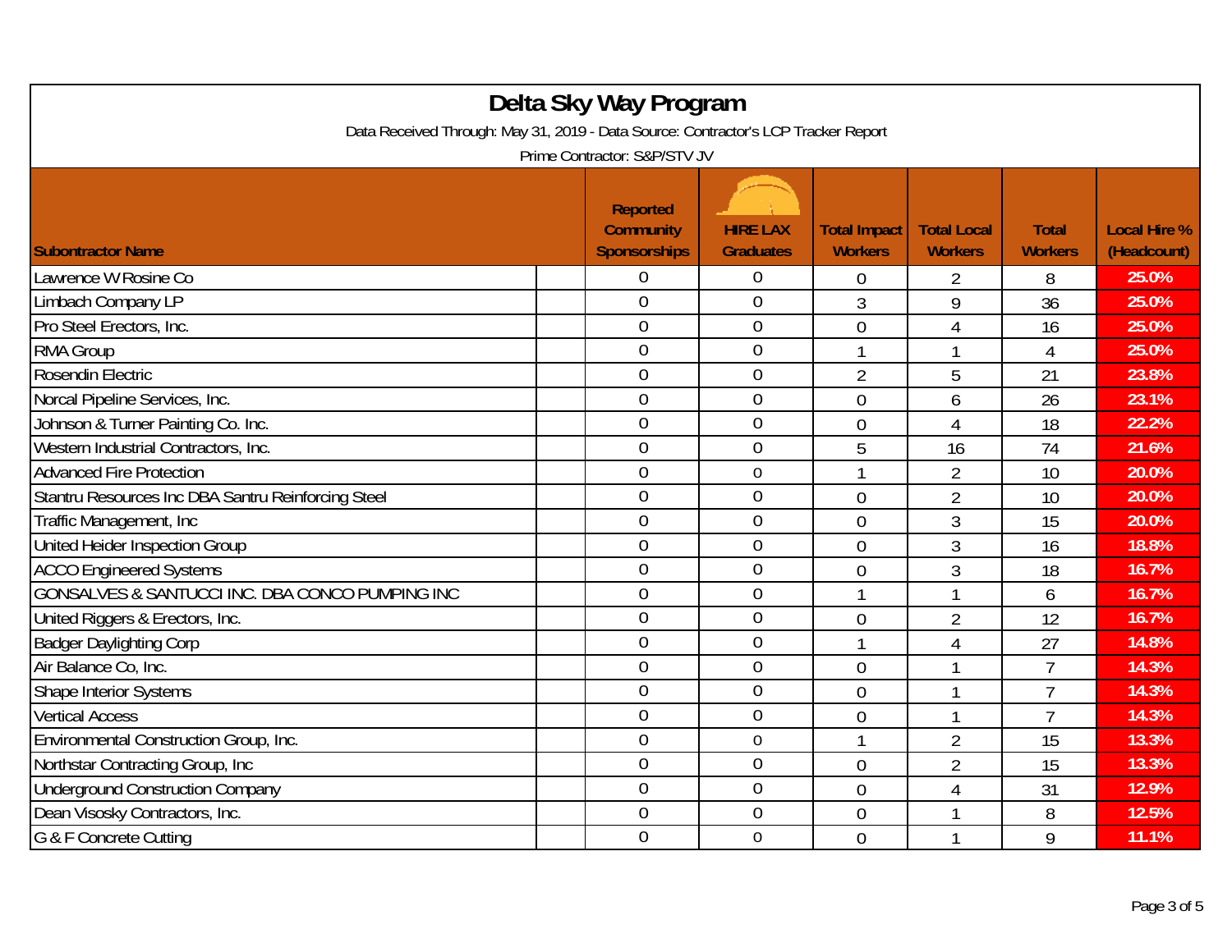# Delta Sky Way Program

Data Received Through: May 31, 2019 - Data Source: Contractor's LCP Tracker Report

Prime Contractor: S&P/STV JV

| Subontractor Name | Reported Community Sponsorships | HIRE LAX Graduates | Total Impact Workers | Total Local Workers | Total Workers | Local Hire % (Headcount) |
|---|---|---|---|---|---|---|
| Lawrence W Rosine Co | 0 | 0 | 0 | 2 | 8 | 25.0% |
| Limbach Company LP | 0 | 0 | 3 | 9 | 36 | 25.0% |
| Pro Steel Erectors, Inc. | 0 | 0 | 0 | 4 | 16 | 25.0% |
| RMA Group | 0 | 0 | 1 | 1 | 4 | 25.0% |
| Rosendin Electric | 0 | 0 | 2 | 5 | 21 | 23.8% |
| Norcal Pipeline Services, Inc. | 0 | 0 | 0 | 6 | 26 | 23.1% |
| Johnson & Turner Painting Co. Inc. | 0 | 0 | 0 | 4 | 18 | 22.2% |
| Western Industrial Contractors, Inc. | 0 | 0 | 5 | 16 | 74 | 21.6% |
| Advanced Fire Protection | 0 | 0 | 1 | 2 | 10 | 20.0% |
| Stantru Resources Inc DBA Santru Reinforcing Steel | 0 | 0 | 0 | 2 | 10 | 20.0% |
| Traffic Management, Inc | 0 | 0 | 0 | 3 | 15 | 20.0% |
| United Heider Inspection Group | 0 | 0 | 0 | 3 | 16 | 18.8% |
| ACCO Engineered Systems | 0 | 0 | 0 | 3 | 18 | 16.7% |
| GONSALVES & SANTUCCI INC. DBA CONCO PUMPING INC | 0 | 0 | 1 | 1 | 6 | 16.7% |
| United Riggers & Erectors, Inc. | 0 | 0 | 0 | 2 | 12 | 16.7% |
| Badger Daylighting Corp | 0 | 0 | 1 | 4 | 27 | 14.8% |
| Air Balance Co, Inc. | 0 | 0 | 0 | 1 | 7 | 14.3% |
| Shape Interior Systems | 0 | 0 | 0 | 1 | 7 | 14.3% |
| Vertical Access | 0 | 0 | 0 | 1 | 7 | 14.3% |
| Environmental Construction Group, Inc. | 0 | 0 | 1 | 2 | 15 | 13.3% |
| Northstar Contracting Group, Inc | 0 | 0 | 0 | 2 | 15 | 13.3% |
| Underground Construction Company | 0 | 0 | 0 | 4 | 31 | 12.9% |
| Dean Visosky Contractors, Inc. | 0 | 0 | 0 | 1 | 8 | 12.5% |
| G & F Concrete Cutting | 0 | 0 | 0 | 1 | 9 | 11.1% |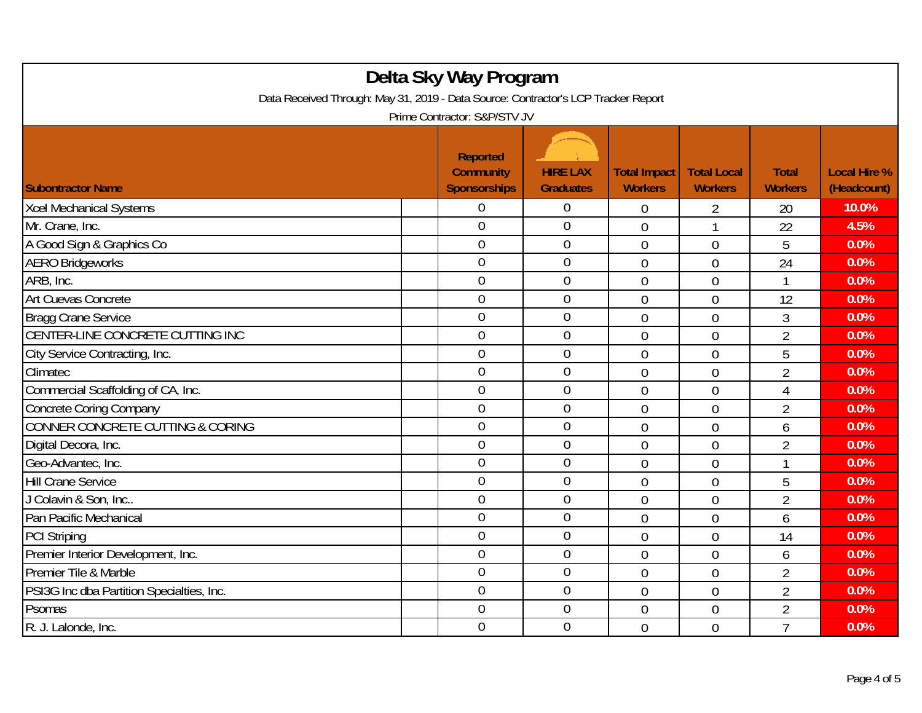# Delta Sky Way Program

Data Received Through: May 31, 2019 - Data Source: Contractor's LCP Tracker Report

Prime Contractor: S&P/STV JV

| Subontractor Name | Reported Community Sponsorships | HIRE LAX Graduates | Total Impact Workers | Total Local Workers | Total Workers | Local Hire % (Headcount) |
|---|---|---|---|---|---|---|
| Xcel Mechanical Systems | 0 | 0 | 0 | 2 | 20 | 10.0% |
| Mr. Crane, Inc. | 0 | 0 | 0 | 1 | 22 | 4.5% |
| A Good Sign & Graphics Co | 0 | 0 | 0 | 0 | 5 | 0.0% |
| AERO Bridgeworks | 0 | 0 | 0 | 0 | 24 | 0.0% |
| ARB, Inc. | 0 | 0 | 0 | 0 | 1 | 0.0% |
| Art Cuevas Concrete | 0 | 0 | 0 | 0 | 12 | 0.0% |
| Bragg Crane Service | 0 | 0 | 0 | 0 | 3 | 0.0% |
| CENTER-LINE CONCRETE CUTTING INC | 0 | 0 | 0 | 0 | 2 | 0.0% |
| City Service Contracting, Inc. | 0 | 0 | 0 | 0 | 5 | 0.0% |
| Climatec | 0 | 0 | 0 | 0 | 2 | 0.0% |
| Commercial Scaffolding of CA, Inc. | 0 | 0 | 0 | 0 | 4 | 0.0% |
| Concrete Coring Company | 0 | 0 | 0 | 0 | 2 | 0.0% |
| CONNER CONCRETE CUTTING & CORING | 0 | 0 | 0 | 0 | 6 | 0.0% |
| Digital Decora, Inc. | 0 | 0 | 0 | 0 | 2 | 0.0% |
| Geo-Advantec, Inc. | 0 | 0 | 0 | 0 | 1 | 0.0% |
| Hill Crane Service | 0 | 0 | 0 | 0 | 5 | 0.0% |
| J Colavin & Son, Inc.. | 0 | 0 | 0 | 0 | 2 | 0.0% |
| Pan Pacific Mechanical | 0 | 0 | 0 | 0 | 6 | 0.0% |
| PCI Striping | 0 | 0 | 0 | 0 | 14 | 0.0% |
| Premier Interior Development, Inc. | 0 | 0 | 0 | 0 | 6 | 0.0% |
| Premier Tile & Marble | 0 | 0 | 0 | 0 | 2 | 0.0% |
| PSI3G Inc dba Partition Specialties, Inc. | 0 | 0 | 0 | 0 | 2 | 0.0% |
| Psomas | 0 | 0 | 0 | 0 | 2 | 0.0% |
| R. J. Lalonde, Inc. | 0 | 0 | 0 | 0 | 7 | 0.0% |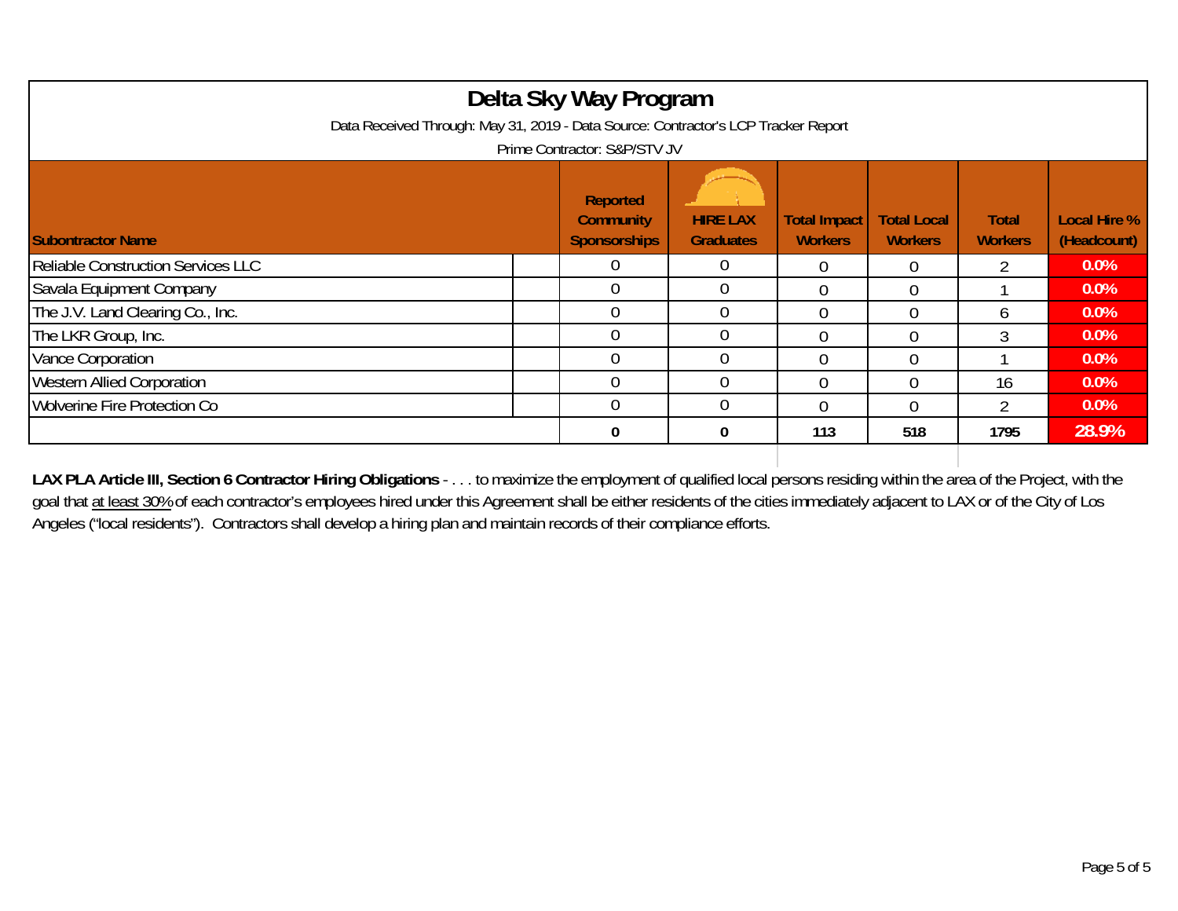# Delta Sky Way Program

Data Received Through: May 31, 2019 - Data Source: Contractor's LCP Tracker Report

Prime Contractor: S&P/STV JV

| Subontractor Name | Reported Community Sponsorships | HIRE LAX Graduates | Total Impact Workers | Total Local Workers | Total Workers | Local Hire % (Headcount) |
|---|---|---|---|---|---|---|
| Reliable Construction Services LLC | 0 | 0 | 0 | 0 | 2 | 0.0% |
| Savala Equipment Company | 0 | 0 | 0 | 0 | 1 | 0.0% |
| The J.V. Land Clearing Co., Inc. | 0 | 0 | 0 | 0 | 6 | 0.0% |
| The LKR Group, Inc. | 0 | 0 | 0 | 0 | 3 | 0.0% |
| Vance Corporation | 0 | 0 | 0 | 0 | 1 | 0.0% |
| Western Allied Corporation | 0 | 0 | 0 | 0 | 16 | 0.0% |
| Wolverine Fire Protection Co | 0 | 0 | 0 | 0 | 2 | 0.0% |
| | **0** | **0** | **113** | **518** | **1795** | **28.9%** |

**LAX PLA Article III, Section 6 Contractor Hiring Obligations** - . . . to maximize the employment of qualified local persons residing within the area of the Project, with the goal that at least 30% of each contractor's employees hired under this Agreement shall be either residents of the cities immediately adjacent to LAX or of the City of Los Angeles ("local residents"). Contractors shall develop a hiring plan and maintain records of their compliance efforts.